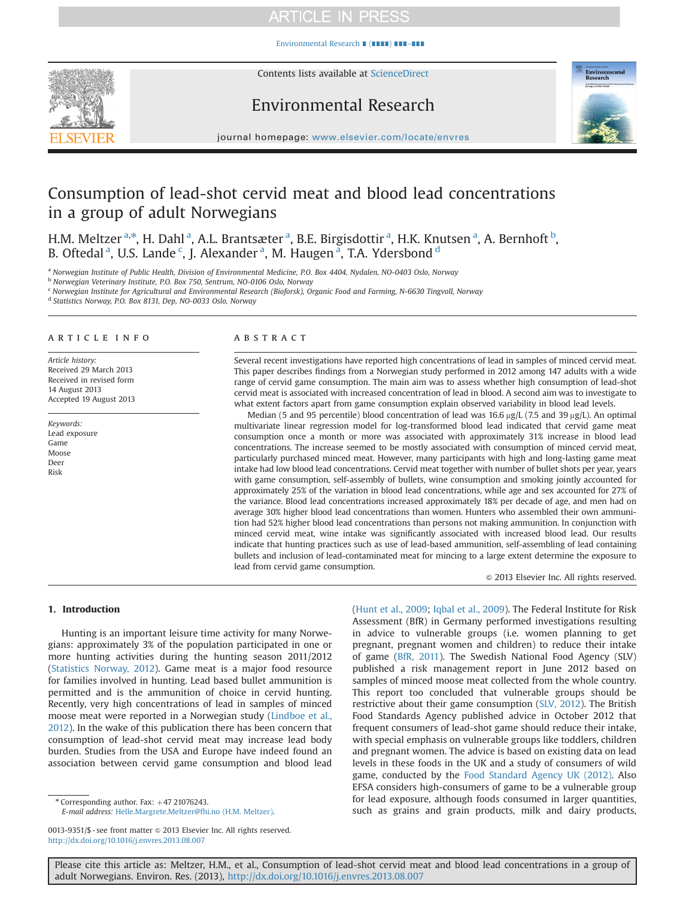# Consumption of lead-shot cervid meat and blood lead concentrations in a group of adult Norwegians

H.M. Meltzer [a,*], H. Dahl [a], A.L. Brantsæter [a], B.E. Birgisdottir [a], H.K. Knutsen [a], A. Bernhoft [b], B. Oftedal [a], U.S. Lande [c], J. Alexander [a], M. Haugen [a], T.A. Ydersbond [d]

[a] Norwegian Institute of Public Health, Division of Environmental Medicine, P.O. Box 4404, Nydalen, NO-0403 Oslo, Norway
[b] Norwegian Veterinary Institute, P.O. Box 750, Sentrum, NO-0106 Oslo, Norway
[c] Norwegian Institute for Agricultural and Environmental Research (Bioforsk), Organic Food and Farming, N-6630 Tingvoll, Norway
[d] Statistics Norway, P.O. Box 8131, Dep, NO-0033 Oslo, Norway

## ARTICLE INFO

*Article history:*
Received 29 March 2013
Received in revised form
14 August 2013
Accepted 19 August 2013

*Keywords:*
Lead exposure
Game
Moose
Deer
Risk

## ABSTRACT

Several recent investigations have reported high concentrations of lead in samples of minced cervid meat. This paper describes findings from a Norwegian study performed in 2012 among 147 adults with a wide range of cervid game consumption. The main aim was to assess whether high consumption of lead-shot cervid meat is associated with increased concentration of lead in blood. A second aim was to investigate to what extent factors apart from game consumption explain observed variability in blood lead levels.

Median (5 and 95 percentile) blood concentration of lead was 16.6 μg/L (7.5 and 39 μg/L). An optimal multivariate linear regression model for log-transformed blood lead indicated that cervid game meat consumption once a month or more was associated with approximately 31% increase in blood lead concentrations. The increase seemed to be mostly associated with consumption of minced cervid meat, particularly purchased minced meat. However, many participants with high and long-lasting game meat intake had low blood lead concentrations. Cervid meat together with number of bullet shots per year, years with game consumption, self-assembly of bullets, wine consumption and smoking jointly accounted for approximately 25% of the variation in blood lead concentrations, while age and sex accounted for 27% of the variance. Blood lead concentrations increased approximately 18% per decade of age, and men had on average 30% higher blood lead concentrations than women. Hunters who assembled their own ammunition had 52% higher blood lead concentrations than persons not making ammunition. In conjunction with minced cervid meat, wine intake was significantly associated with increased blood lead. Our results indicate that hunting practices such as use of lead-based ammunition, self-assembling of lead containing bullets and inclusion of lead-contaminated meat for mincing to a large extent determine the exposure to lead from cervid game consumption.

© 2013 Elsevier Inc. All rights reserved.

## 1. Introduction

Hunting is an important leisure time activity for many Norwegians: approximately 3% of the population participated in one or more hunting activities during the hunting season 2011/2012 (Statistics Norway, 2012). Game meat is a major food resource for families involved in hunting. Lead based bullet ammunition is permitted and is the ammunition of choice in cervid hunting. Recently, very high concentrations of lead in samples of minced moose meat were reported in a Norwegian study (Lindboe et al., 2012). In the wake of this publication there has been concern that consumption of lead-shot cervid meat may increase lead body burden. Studies from the USA and Europe have indeed found an association between cervid game consumption and blood lead (Hunt et al., 2009; Iqbal et al., 2009). The Federal Institute for Risk Assessment (BfR) in Germany performed investigations resulting in advice to vulnerable groups (i.e. women planning to get pregnant, pregnant women and children) to reduce their intake of game (BfR, 2011). The Swedish National Food Agency (SLV) published a risk management report in June 2012 based on samples of minced moose meat collected from the whole country. This report too concluded that vulnerable groups should be restrictive about their game consumption (SLV, 2012). The British Food Standards Agency published advice in October 2012 that frequent consumers of lead-shot game should reduce their intake, with special emphasis on vulnerable groups like toddlers, children and pregnant women. The advice is based on existing data on lead levels in these foods in the UK and a study of consumers of wild game, conducted by the Food Standard Agency UK (2012). Also EFSA considers high-consumers of game to be a vulnerable group for lead exposure, although foods consumed in larger quantities, such as grains and grain products, milk and dairy products,

* Corresponding author. Fax: +47 21076243.
*E-mail address:* Helle.Margrete.Meltzer@fhi.no (H.M. Meltzer).

0013-9351/$ - see front matter © 2013 Elsevier Inc. All rights reserved.
http://dx.doi.org/10.1016/j.envres.2013.08.007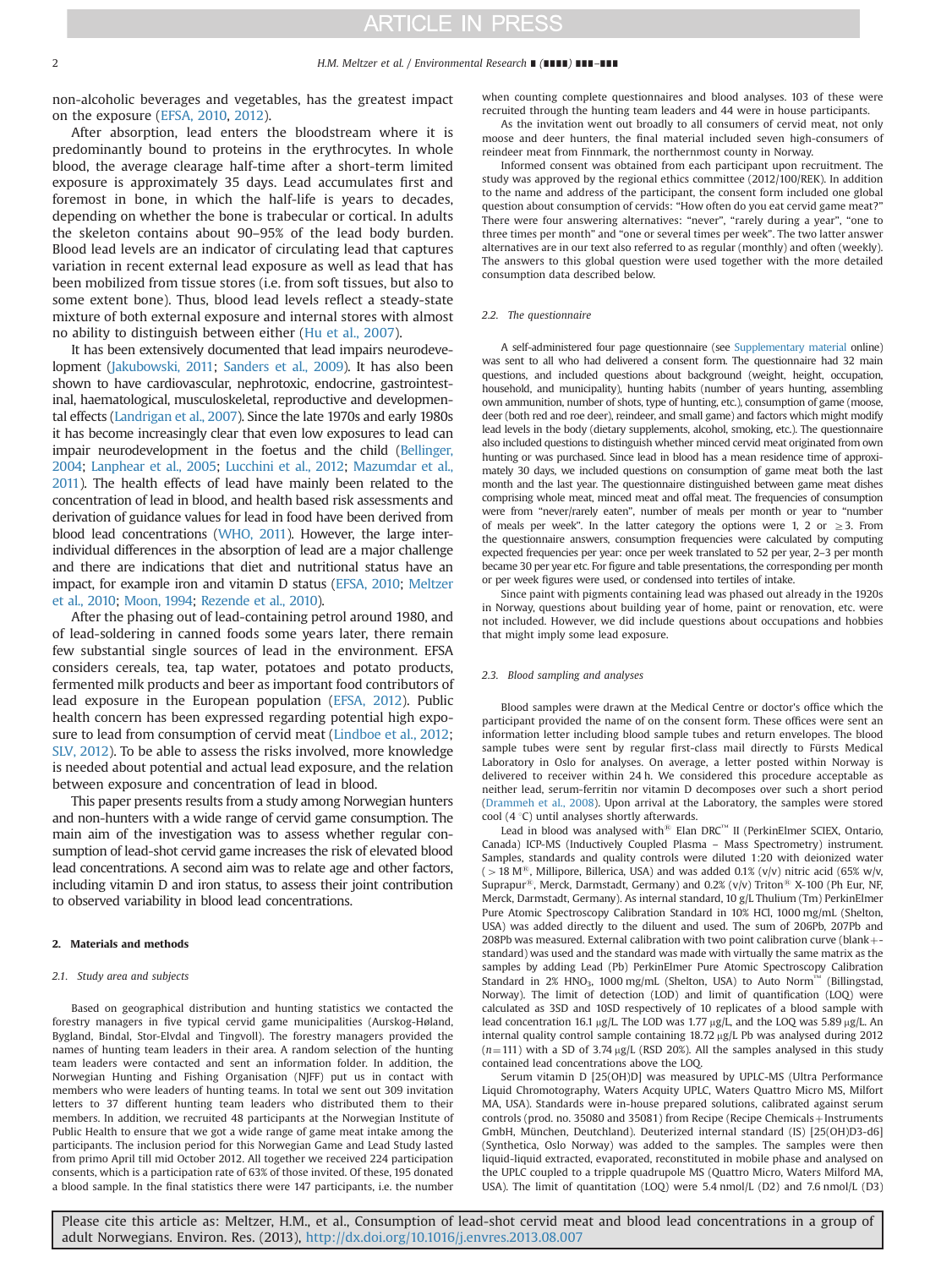non-alcoholic beverages and vegetables, has the greatest impact on the exposure (EFSA, 2010, 2012).

After absorption, lead enters the bloodstream where it is predominantly bound to proteins in the erythrocytes. In whole blood, the average clearage half-time after a short-term limited exposure is approximately 35 days. Lead accumulates first and foremost in bone, in which the half-life is years to decades, depending on whether the bone is trabecular or cortical. In adults the skeleton contains about 90–95% of the lead body burden. Blood lead levels are an indicator of circulating lead that captures variation in recent external lead exposure as well as lead that has been mobilized from tissue stores (i.e. from soft tissues, but also to some extent bone). Thus, blood lead levels reflect a steady-state mixture of both external exposure and internal stores with almost no ability to distinguish between either (Hu et al., 2007).

It has been extensively documented that lead impairs neurodevelopment (Jakubowski, 2011; Sanders et al., 2009). It has also been shown to have cardiovascular, nephrotoxic, endocrine, gastrointestinal, haematological, musculoskeletal, reproductive and developmental effects (Landrigan et al., 2007). Since the late 1970s and early 1980s it has become increasingly clear that even low exposures to lead can impair neurodevelopment in the foetus and the child (Bellinger, 2004; Lanphear et al., 2005; Lucchini et al., 2012; Mazumdar et al., 2011). The health effects of lead have mainly been related to the concentration of lead in blood, and health based risk assessments and derivation of guidance values for lead in food have been derived from blood lead concentrations (WHO, 2011). However, the large inter-individual differences in the absorption of lead are a major challenge and there are indications that diet and nutritional status have an impact, for example iron and vitamin D status (EFSA, 2010; Meltzer et al., 2010; Moon, 1994; Rezende et al., 2010).

After the phasing out of lead-containing petrol around 1980, and of lead-soldering in canned foods some years later, there remain few substantial single sources of lead in the environment. EFSA considers cereals, tea, tap water, potatoes and potato products, fermented milk products and beer as important food contributors of lead exposure in the European population (EFSA, 2012). Public health concern has been expressed regarding potential high exposure to lead from consumption of cervid meat (Lindboe et al., 2012; SLV, 2012). To be able to assess the risks involved, more knowledge is needed about potential and actual lead exposure, and the relation between exposure and concentration of lead in blood.

This paper presents results from a study among Norwegian hunters and non-hunters with a wide range of cervid game consumption. The main aim of the investigation was to assess whether regular consumption of lead-shot cervid game increases the risk of elevated blood lead concentrations. A second aim was to relate age and other factors, including vitamin D and iron status, to assess their joint contribution to observed variability in blood lead concentrations.

## 2. Materials and methods

### 2.1. Study area and subjects

Based on geographical distribution and hunting statistics we contacted the forestry managers in five typical cervid game municipalities (Aurskog-Høland, Bygland, Bindal, Stor-Elvdal and Tingvoll). The forestry managers provided the names of hunting team leaders in their area. A random selection of the hunting team leaders were contacted and sent an information folder. In addition, the Norwegian Hunting and Fishing Organisation (NJFF) put us in contact with members who were leaders of hunting teams. In total we sent out 309 invitation letters to 37 different hunting team leaders who distributed them to their members. In addition, we recruited 48 participants at the Norwegian Institute of Public Health to ensure that we got a wide range of game meat intake among the participants. The inclusion period for this Norwegian Game and Lead Study lasted from primo April till mid October 2012. All together we received 224 participation consents, which is a participation rate of 63% of those invited. Of these, 195 donated a blood sample. In the final statistics there were 147 participants, i.e. the number when counting complete questionnaires and blood analyses. 103 of these were recruited through the hunting team leaders and 44 were in house participants.

As the invitation went out broadly to all consumers of cervid meat, not only moose and deer hunters, the final material included seven high-consumers of reindeer meat from Finnmark, the northernmost county in Norway.

Informed consent was obtained from each participant upon recruitment. The study was approved by the regional ethics committee (2012/100/REK). In addition to the name and address of the participant, the consent form included one global question about consumption of cervids: "How often do you eat cervid game meat?" There were four answering alternatives: "never", "rarely during a year", "one to three times per month" and "one or several times per week". The two latter answer alternatives are in our text also referred to as regular (monthly) and often (weekly). The answers to this global question were used together with the more detailed consumption data described below.

### 2.2. The questionnaire

A self-administered four page questionnaire (see Supplementary material online) was sent to all who had delivered a consent form. The questionnaire had 32 main questions, and included questions about background (weight, height, occupation, household, and municipality), hunting habits (number of years hunting, assembling own ammunition, number of shots, type of hunting, etc.), consumption of game (moose, deer (both red and roe deer), reindeer, and small game) and factors which might modify lead levels in the body (dietary supplements, alcohol, smoking, etc.). The questionnaire also included questions to distinguish whether minced cervid meat originated from own hunting or was purchased. Since lead in blood has a mean residence time of approximately 30 days, we included questions on consumption of game meat both the last month and the last year. The questionnaire distinguished between game meat dishes comprising whole meat, minced meat and offal meat. The frequencies of consumption were from "never/rarely eaten", number of meals per month or year to "number of meals per week". In the latter category the options were 1, 2 or $\geq 3$. From the questionnaire answers, consumption frequencies were calculated by computing expected frequencies per year: once per week translated to 52 per year, 2–3 per month became 30 per year etc. For figure and table presentations, the corresponding per month or per week figures were used, or condensed into tertiles of intake.

Since paint with pigments containing lead was phased out already in the 1920s in Norway, questions about building year of home, paint or renovation, etc. were not included. However, we did include questions about occupations and hobbies that might imply some lead exposure.

### 2.3. Blood sampling and analyses

Blood samples were drawn at the Medical Centre or doctor's office which the participant provided the name of on the consent form. These offices were sent an information letter including blood sample tubes and return envelopes. The blood sample tubes were sent by regular first-class mail directly to Fürsts Medical Laboratory in Oslo for analyses. On average, a letter posted within Norway is delivered to receiver within 24 h. We considered this procedure acceptable as neither lead, serum-ferritin nor vitamin D decomposes over such a short period (Drammeh et al., 2008). Upon arrival at the Laboratory, the samples were stored cool (4 °C) until analyses shortly afterwards.

Lead in blood was analysed with® Elan DRC™ II (PerkinElmer SCIEX, Ontario, Canada) ICP-MS (Inductively Coupled Plasma – Mass Spectrometry) instrument. Samples, standards and quality controls were diluted 1:20 with deionized water (> 18 M®, Millipore, Billerica, USA) and was added 0.1% (v/v) nitric acid (65% w/v, Suprapur®, Merck, Darmstadt, Germany) and 0.2% (v/v) Triton® X-100 (Ph Eur, NF, Merck, Darmstadt, Germany). As internal standard, 10 g/L Thulium (Tm) PerkinElmer Pure Atomic Spectroscopy Calibration Standard in 10% HCl, 1000 mg/mL (Shelton, USA) was added directly to the diluent and used. The sum of 206Pb, 207Pb and 208Pb was measured. External calibration with two point calibration curve (blank+-standard) was used and the standard was made with virtually the same matrix as the samples by adding Lead (Pb) PerkinElmer Pure Atomic Spectroscopy Calibration Standard in 2% $HNO_3$, 1000 mg/mL (Shelton, USA) to Auto Norm™ (Billingstad, Norway). The limit of detection (LOD) and limit of quantification (LOQ) were calculated as 3SD and 10SD respectively of 10 replicates of a blood sample with lead concentration 16.1 μg/L. The LOD was 1.77 μg/L, and the LOQ was 5.89 μg/L. An internal quality control sample containing 18.72 μg/L Pb was analysed during 2012 ($n=111$) with a SD of 3.74 μg/L (RSD 20%). All the samples analysed in this study contained lead concentrations above the LOQ.

Serum vitamin D [25(OH)D] was measured by UPLC-MS (Ultra Performance Liquid Chromatography, Waters Acquity UPLC, Waters Quattro Micro MS, Milfort MA, USA). Standards were in-house prepared solutions, calibrated against serum controls (prod. no. 35080 and 35081) from Recipe (Recipe Chemicals+Instruments GmbH, München, Deutchland). Deuterized internal standard (IS) [25(OH)D3-d6] (Synthetica, Oslo Norway) was added to the samples. The samples were then liquid-liquid extracted, evaporated, reconstituted in mobile phase and analysed on the UPLC coupled to a tripple quadrupole MS (Quattro Micro, Waters Milford MA, USA). The limit of quantitation (LOQ) were 5.4 nmol/L (D2) and 7.6 nmol/L (D3)

Please cite this article as: Meltzer, H.M., et al., Consumption of lead-shot cervid meat and blood lead concentrations in a group of adult Norwegians. Environ. Res. (2013), http://dx.doi.org/10.1016/j.envres.2013.08.007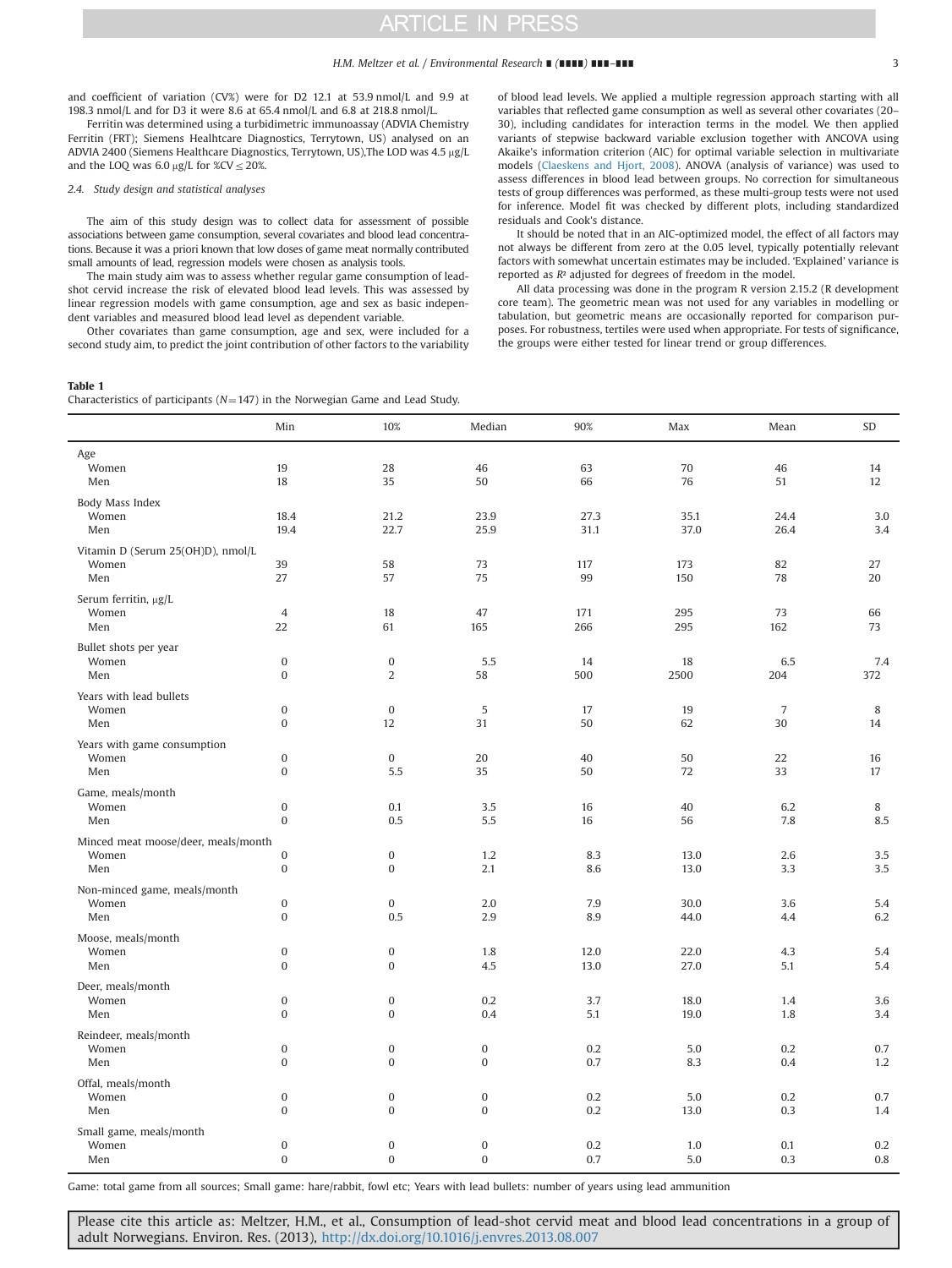and coefficient of variation (CV%) were for D2 12.1 at 53.9 nmol/L and 9.9 at 198.3 nmol/L and for D3 it were 8.6 at 65.4 nmol/L and 6.8 at 218.8 nmol/L.

Ferritin was determined using a turbidimetric immunoassay (ADVIA Chemistry Ferritin (FRT); Siemens Healthcare Diagnostics, Terrytown, US) analysed on an ADVIA 2400 (Siemens Healthcare Diagnostics, Terrytown, US),The LOD was 4.5 μg/L and the LOQ was 6.0 μg/L for %CV ≤ 20%.

### 2.4. Study design and statistical analyses

The aim of this study design was to collect data for assessment of possible associations between game consumption, several covariates and blood lead concentrations. Because it was a priori known that low doses of game meat normally contributed small amounts of lead, regression models were chosen as analysis tools.

The main study aim was to assess whether regular game consumption of lead-shot cervid increase the risk of elevated blood lead levels. This was assessed by linear regression models with game consumption, age and sex as basic independent variables and measured blood lead level as dependent variable.

Other covariates than game consumption, age and sex, were included for a second study aim, to predict the joint contribution of other factors to the variability of blood lead levels. We applied a multiple regression approach starting with all variables that reflected game consumption as well as several other covariates (20–30), including candidates for interaction terms in the model. We then applied variants of stepwise backward variable exclusion together with ANCOVA using Akaike's information criterion (AIC) for optimal variable selection in multivariate models (Claeskens and Hjort, 2008). ANOVA (analysis of variance) was used to assess differences in blood lead between groups. No correction for simultaneous tests of group differences was performed, as these multi-group tests were not used for inference. Model fit was checked by different plots, including standardized residuals and Cook's distance.

It should be noted that in an AIC-optimized model, the effect of all factors may not always be different from zero at the 0.05 level, typically potentially relevant factors with somewhat uncertain estimates may be included. 'Explained' variance is reported as $R^2$ adjusted for degrees of freedom in the model.

All data processing was done in the program R version 2.15.2 (R development core team). The geometric mean was not used for any variables in modelling or tabulation, but geometric means are occasionally reported for comparison purposes. For robustness, tertiles were used when appropriate. For tests of significance, the groups were either tested for linear trend or group differences.

**Table 1**
Characteristics of participants ($N = 147$) in the Norwegian Game and Lead Study.

| | Min | 10% | Median | 90% | Max | Mean | SD |
|---|---|---|---|---|---|---|---|
| Age | | | | | | | |
| Women | 19 | 28 | 46 | 63 | 70 | 46 | 14 |
| Men | 18 | 35 | 50 | 66 | 76 | 51 | 12 |
| Body Mass Index | | | | | | | |
| Women | 18.4 | 21.2 | 23.9 | 27.3 | 35.1 | 24.4 | 3.0 |
| Men | 19.4 | 22.7 | 25.9 | 31.1 | 37.0 | 26.4 | 3.4 |
| Vitamin D (Serum 25(OH)D), nmol/L | | | | | | | |
| Women | 39 | 58 | 73 | 117 | 173 | 82 | 27 |
| Men | 27 | 57 | 75 | 99 | 150 | 78 | 20 |
| Serum ferritin, μg/L | | | | | | | |
| Women | 4 | 18 | 47 | 171 | 295 | 73 | 66 |
| Men | 22 | 61 | 165 | 266 | 295 | 162 | 73 |
| Bullet shots per year | | | | | | | |
| Women | 0 | 0 | 5.5 | 14 | 18 | 6.5 | 7.4 |
| Men | 0 | 2 | 58 | 500 | 2500 | 204 | 372 |
| Years with lead bullets | | | | | | | |
| Women | 0 | 0 | 5 | 17 | 19 | 7 | 8 |
| Men | 0 | 12 | 31 | 50 | 62 | 30 | 14 |
| Years with game consumption | | | | | | | |
| Women | 0 | 0 | 20 | 40 | 50 | 22 | 16 |
| Men | 0 | 5.5 | 35 | 50 | 72 | 33 | 17 |
| Game, meals/month | | | | | | | |
| Women | 0 | 0.1 | 3.5 | 16 | 40 | 6.2 | 8 |
| Men | 0 | 0.5 | 5.5 | 16 | 56 | 7.8 | 8.5 |
| Minced meat moose/deer, meals/month | | | | | | | |
| Women | 0 | 0 | 1.2 | 8.3 | 13.0 | 2.6 | 3.5 |
| Men | 0 | 0 | 2.1 | 8.6 | 13.0 | 3.3 | 3.5 |
| Non-minced game, meals/month | | | | | | | |
| Women | 0 | 0 | 2.0 | 7.9 | 30.0 | 3.6 | 5.4 |
| Men | 0 | 0.5 | 2.9 | 8.9 | 44.0 | 4.4 | 6.2 |
| Moose, meals/month | | | | | | | |
| Women | 0 | 0 | 1.8 | 12.0 | 22.0 | 4.3 | 5.4 |
| Men | 0 | 0 | 4.5 | 13.0 | 27.0 | 5.1 | 5.4 |
| Deer, meals/month | | | | | | | |
| Women | 0 | 0 | 0.2 | 3.7 | 18.0 | 1.4 | 3.6 |
| Men | 0 | 0 | 0.4 | 5.1 | 19.0 | 1.8 | 3.4 |
| Reindeer, meals/month | | | | | | | |
| Women | 0 | 0 | 0 | 0.2 | 5.0 | 0.2 | 0.7 |
| Men | 0 | 0 | 0 | 0.7 | 8.3 | 0.4 | 1.2 |
| Offal, meals/month | | | | | | | |
| Women | 0 | 0 | 0 | 0.2 | 5.0 | 0.2 | 0.7 |
| Men | 0 | 0 | 0 | 0.2 | 13.0 | 0.3 | 1.4 |
| Small game, meals/month | | | | | | | |
| Women | 0 | 0 | 0 | 0.2 | 1.0 | 0.1 | 0.2 |
| Men | 0 | 0 | 0 | 0.7 | 5.0 | 0.3 | 0.8 |

Game: total game from all sources; Small game: hare/rabbit, fowl etc; Years with lead bullets: number of years using lead ammunition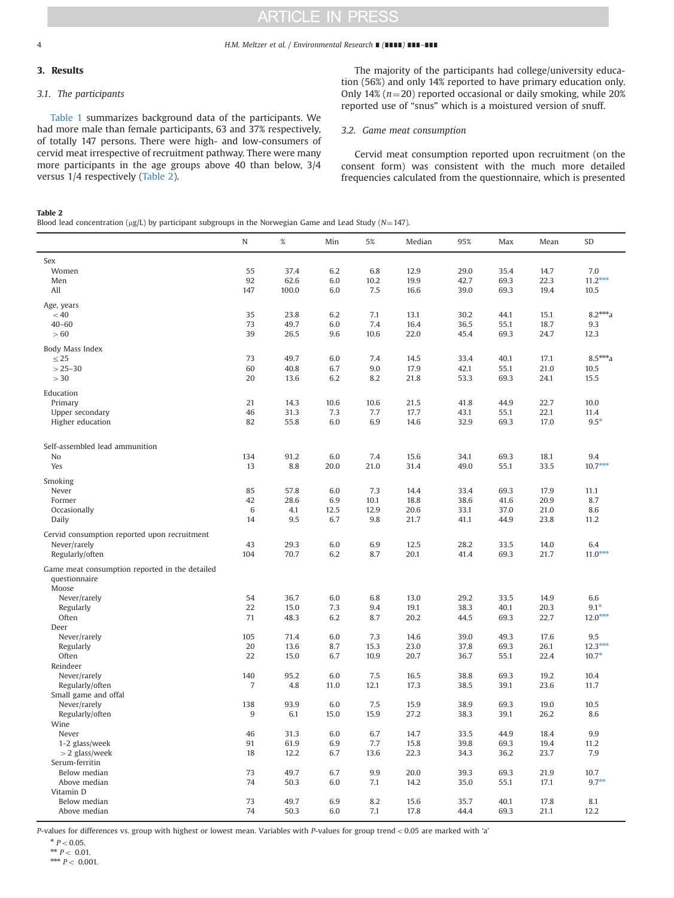## 3. Results

### 3.1. The participants

Table 1 summarizes background data of the participants. We had more male than female participants, 63 and 37% respectively, of totally 147 persons. There were high- and low-consumers of cervid meat irrespective of recruitment pathway. There were many more participants in the age groups above 40 than below, 3/4 versus 1/4 respectively (Table 2).

The majority of the participants had college/university education (56%) and only 14% reported to have primary education only. Only 14% ($n=20$) reported occasional or daily smoking, while 20% reported use of "snus" which is a moistured version of snuff.

### 3.2. Game meat consumption

Cervid meat consumption reported upon recruitment (on the consent form) was consistent with the much more detailed frequencies calculated from the questionnaire, which is presented

**Table 2**
Blood lead concentration (μg/L) by participant subgroups in the Norwegian Game and Lead Study (N=147).

| | N | % | Min | 5% | Median | 95% | Max | Mean | SD |
|---|---|---|---|---|---|---|---|---|---|
| Sex | | | | | | | | | |
| Women | 55 | 37.4 | 6.2 | 6.8 | 12.9 | 29.0 | 35.4 | 14.7 | 7.0 |
| Men | 92 | 62.6 | 6.0 | 10.2 | 19.9 | 42.7 | 69.3 | 22.3 | 11.2*** |
| All | 147 | 100.0 | 6.0 | 7.5 | 16.6 | 39.0 | 69.3 | 19.4 | 10.5 |
| Age, years | | | | | | | | | |
| < 40 | 35 | 23.8 | 6.2 | 7.1 | 13.1 | 30.2 | 44.1 | 15.1 | 8.2***a |
| 40–60 | 73 | 49.7 | 6.0 | 7.4 | 16.4 | 36.5 | 55.1 | 18.7 | 9.3 |
| > 60 | 39 | 26.5 | 9.6 | 10.6 | 22.0 | 45.4 | 69.3 | 24.7 | 12.3 |
| Body Mass Index | | | | | | | | | |
| ≤ 25 | 73 | 49.7 | 6.0 | 7.4 | 14.5 | 33.4 | 40.1 | 17.1 | 8.5***a |
| > 25–30 | 60 | 40.8 | 6.7 | 9.0 | 17.9 | 42.1 | 55.1 | 21.0 | 10.5 |
| > 30 | 20 | 13.6 | 6.2 | 8.2 | 21.8 | 53.3 | 69.3 | 24.1 | 15.5 |
| Education | | | | | | | | | |
| Primary | 21 | 14.3 | 10.6 | 10.6 | 21.5 | 41.8 | 44.9 | 22.7 | 10.0 |
| Upper secondary | 46 | 31.3 | 7.3 | 7.7 | 17.7 | 43.1 | 55.1 | 22.1 | 11.4 |
| Higher education | 82 | 55.8 | 6.0 | 6.9 | 14.6 | 32.9 | 69.3 | 17.0 | 9.5* |
| Self-assembled lead ammunition | | | | | | | | | |
| No | 134 | 91.2 | 6.0 | 7.4 | 15.6 | 34.1 | 69.3 | 18.1 | 9.4 |
| Yes | 13 | 8.8 | 20.0 | 21.0 | 31.4 | 49.0 | 55.1 | 33.5 | 10.7*** |
| Smoking | | | | | | | | | |
| Never | 85 | 57.8 | 6.0 | 7.3 | 14.4 | 33.4 | 69.3 | 17.9 | 11.1 |
| Former | 42 | 28.6 | 6.9 | 10.1 | 18.8 | 38.6 | 41.6 | 20.9 | 8.7 |
| Occasionally | 6 | 4.1 | 12.5 | 12.9 | 20.6 | 33.1 | 37.0 | 21.0 | 8.6 |
| Daily | 14 | 9.5 | 6.7 | 9.8 | 21.7 | 41.1 | 44.9 | 23.8 | 11.2 |
| Cervid consumption reported upon recruitment | | | | | | | | | |
| Never/rarely | 43 | 29.3 | 6.0 | 6.9 | 12.5 | 28.2 | 33.5 | 14.0 | 6.4 |
| Regularly/often | 104 | 70.7 | 6.2 | 8.7 | 20.1 | 41.4 | 69.3 | 21.7 | 11.0*** |
| Game meat consumption reported in the detailed questionnaire | | | | | | | | | |
| Moose | | | | | | | | | |
| Never/rarely | 54 | 36.7 | 6.0 | 6.8 | 13.0 | 29.2 | 33.5 | 14.9 | 6.6 |
| Regularly | 22 | 15.0 | 7.3 | 9.4 | 19.1 | 38.3 | 40.1 | 20.3 | 9.1* |
| Often | 71 | 48.3 | 6.2 | 8.7 | 20.2 | 44.5 | 69.3 | 22.7 | 12.0*** |
| Deer | | | | | | | | | |
| Never/rarely | 105 | 71.4 | 6.0 | 7.3 | 14.6 | 39.0 | 49.3 | 17.6 | 9.5 |
| Regularly | 20 | 13.6 | 8.7 | 15.3 | 23.0 | 37.8 | 69.3 | 26.1 | 12.3*** |
| Often | 22 | 15.0 | 6.7 | 10.9 | 20.7 | 36.7 | 55.1 | 22.4 | 10.7* |
| Reindeer | | | | | | | | | |
| Never/rarely | 140 | 95.2 | 6.0 | 7.5 | 16.5 | 38.8 | 69.3 | 19.2 | 10.4 |
| Regularly/often | 7 | 4.8 | 11.0 | 12.1 | 17.3 | 38.5 | 39.1 | 23.6 | 11.7 |
| Small game and offal | | | | | | | | | |
| Never/rarely | 138 | 93.9 | 6.0 | 7.5 | 15.9 | 38.9 | 69.3 | 19.0 | 10.5 |
| Regularly/often | 9 | 6.1 | 15.0 | 15.9 | 27.2 | 38.3 | 39.1 | 26.2 | 8.6 |
| Wine | | | | | | | | | |
| Never | 46 | 31.3 | 6.0 | 6.7 | 14.7 | 33.5 | 44.9 | 18.4 | 9.9 |
| 1-2 glass/week | 91 | 61.9 | 6.9 | 7.7 | 15.8 | 39.8 | 69.3 | 19.4 | 11.2 |
| > 2 glass/week | 18 | 12.2 | 6.7 | 13.6 | 22.3 | 34.3 | 36.2 | 23.7 | 7.9 |
| Serum-ferritin | | | | | | | | | |
| Below median | 73 | 49.7 | 6.7 | 9.9 | 20.0 | 39.3 | 69.3 | 21.9 | 10.7 |
| Above median | 74 | 50.3 | 6.0 | 7.1 | 14.2 | 35.0 | 55.1 | 17.1 | 9.7** |
| Vitamin D | | | | | | | | | |
| Below median | 73 | 49.7 | 6.9 | 8.2 | 15.6 | 35.7 | 40.1 | 17.8 | 8.1 |
| Above median | 74 | 50.3 | 6.0 | 7.1 | 17.8 | 44.4 | 69.3 | 21.1 | 12.2 |

P-values for differences vs. group with highest or lowest mean. Variables with P-values for group trend < 0.05 are marked with 'a'

\* $P < 0.05$.

\*\* $P < 0.01$.

\*\*\* $P < 0.001$.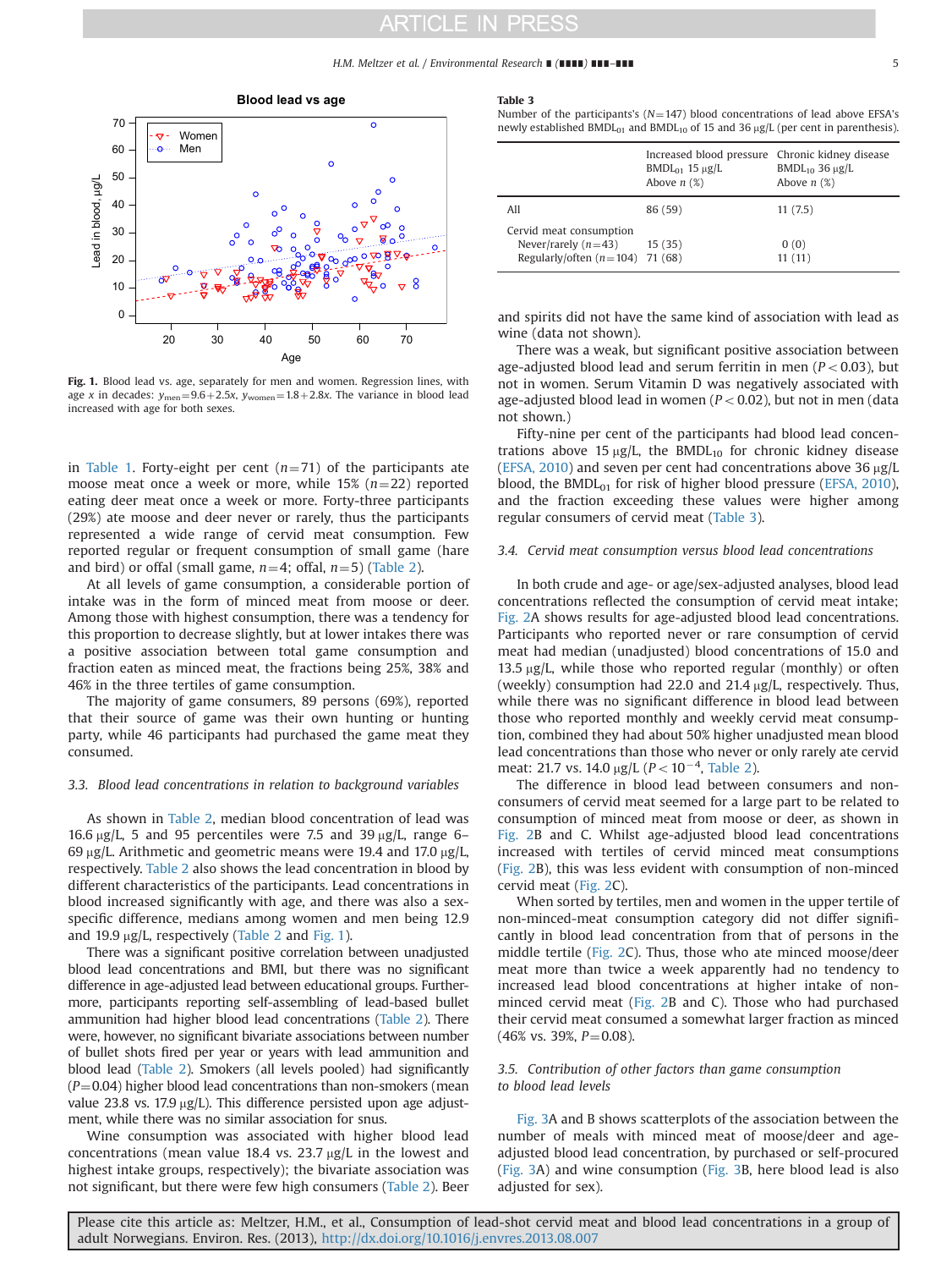Blood lead vs age

Women

Men

Lead in blood, µg/L

Age

0
10
20
30
40
50
60
70

20
30
40
50
60
70

**Fig. 1.** Blood lead vs. age, separately for men and women. Regression lines, with age $x$ in decades: $y_{men}=9.6+2.5x$, $y_{women}=1.8+2.8x$. The variance in blood lead increased with age for both sexes.

in Table 1. Forty-eight per cent ($n=71$) of the participants ate moose meat once a week or more, while 15% ($n=22$) reported eating deer meat once a week or more. Forty-three participants (29%) ate moose and deer never or rarely, thus the participants represented a wide range of cervid meat consumption. Few reported regular or frequent consumption of small game (hare and bird) or offal (small game, $n=4$; offal, $n=5$) (Table 2).

At all levels of game consumption, a considerable portion of intake was in the form of minced meat from moose or deer. Among those with highest consumption, there was a tendency for this proportion to decrease slightly, but at lower intakes there was a positive association between total game consumption and fraction eaten as minced meat, the fractions being 25%, 38% and 46% in the three tertiles of game consumption.

The majority of game consumers, 89 persons (69%), reported that their source of game was their own hunting or hunting party, while 46 participants had purchased the game meat they consumed.

### 3.3. Blood lead concentrations in relation to background variables

As shown in Table 2, median blood concentration of lead was 16.6 µg/L, 5 and 95 percentiles were 7.5 and 39 µg/L, range 6–69 µg/L. Arithmetic and geometric means were 19.4 and 17.0 µg/L, respectively. Table 2 also shows the lead concentration in blood by different characteristics of the participants. Lead concentrations in blood increased significantly with age, and there was also a sex-specific difference, medians among women and men being 12.9 and 19.9 µg/L, respectively (Table 2 and Fig. 1).

There was a significant positive correlation between unadjusted blood lead concentrations and BMI, but there was no significant difference in age-adjusted lead between educational groups. Furthermore, participants reporting self-assembling of lead-based bullet ammunition had higher blood lead concentrations (Table 2). There were, however, no significant bivariate associations between number of bullet shots fired per year or years with lead ammunition and blood lead (Table 2). Smokers (all levels pooled) had significantly ($P=0.04$) higher blood lead concentrations than non-smokers (mean value 23.8 vs. 17.9 µg/L). This difference persisted upon age adjustment, while there was no similar association for snus.

Wine consumption was associated with higher blood lead concentrations (mean value 18.4 vs. 23.7 µg/L in the lowest and highest intake groups, respectively); the bivariate association was not significant, but there were few high consumers (Table 2). Beer and spirits did not have the same kind of association with lead as wine (data not shown).

There was a weak, but significant positive association between age-adjusted blood lead and serum ferritin in men ($P<0.03$), but not in women. Serum Vitamin D was negatively associated with age-adjusted blood lead in women ($P<0.02$), but not in men (data not shown.)

Fifty-nine per cent of the participants had blood lead concentrations above 15 µg/L, the $BMDL_{10}$ for chronic kidney disease (EFSA, 2010) and seven per cent had concentrations above 36 µg/L blood, the $BMDL_{01}$ for risk of higher blood pressure (EFSA, 2010), and the fraction exceeding these values were higher among regular consumers of cervid meat (Table 3).

**Table 3**
Number of the participants's ($N=147$) blood concentrations of lead above EFSA's newly established $BMDL_{01}$ and $BMDL_{10}$ of 15 and 36 µg/L (per cent in parenthesis).

| | Increased blood pressure $BMDL_{01}$ 15 µg/L Above $n$ (%) | Chronic kidney disease $BMDL_{10}$ 36 µg/L Above $n$ (%) |
|---|---|---|
| All | 86 (59) | 11 (7.5) |
| Cervid meat consumption | | |
| Never/rarely ($n=43$) | 15 (35) | 0 (0) |
| Regularly/often ($n=104$) | 71 (68) | 11 (11) |

### 3.4. Cervid meat consumption versus blood lead concentrations

In both crude and age- or age/sex-adjusted analyses, blood lead concentrations reflected the consumption of cervid meat intake; Fig. 2A shows results for age-adjusted blood lead concentrations. Participants who reported never or rare consumption of cervid meat had median (unadjusted) blood concentrations of 15.0 and 13.5 µg/L, while those who reported regular (monthly) or often (weekly) consumption had 22.0 and 21.4 µg/L, respectively. Thus, while there was no significant difference in blood lead between those who reported monthly and weekly cervid meat consumption, combined they had about 50% higher unadjusted mean blood lead concentrations than those who never or only rarely ate cervid meat: 21.7 vs. 14.0 µg/L ($P<10^{-4}$, Table 2).

The difference in blood lead between consumers and non-consumers of cervid meat seemed for a large part to be related to consumption of minced meat from moose or deer, as shown in Fig. 2B and C. Whilst age-adjusted blood lead concentrations increased with tertiles of cervid minced meat consumptions (Fig. 2B), this was less evident with consumption of non-minced cervid meat (Fig. 2C).

When sorted by tertiles, men and women in the upper tertile of non-minced-meat consumption category did not differ significantly in blood lead concentration from that of persons in the middle tertile (Fig. 2C). Thus, those who ate minced moose/deer meat more than twice a week apparently had no tendency to increased lead blood concentrations at higher intake of non-minced cervid meat (Fig. 2B and C). Those who had purchased their cervid meat consumed a somewhat larger fraction as minced (46% vs. 39%, $P=0.08$).

### 3.5. Contribution of other factors than game consumption to blood lead levels

Fig. 3A and B shows scatterplots of the association between the number of meals with minced meat of moose/deer and age-adjusted blood lead concentration, by purchased or self-procured (Fig. 3A) and wine consumption (Fig. 3B, here blood lead is also adjusted for sex).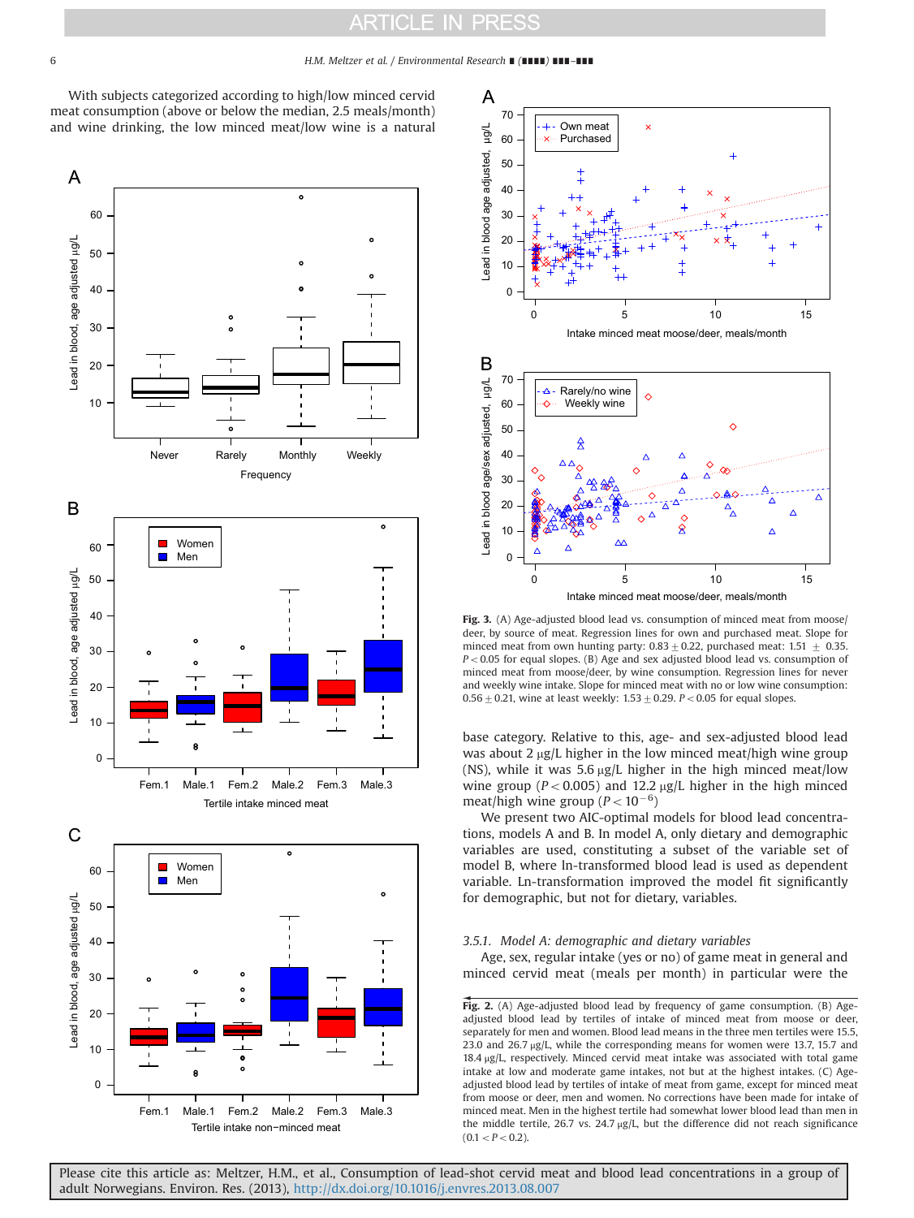With subjects categorized according to high/low minced cervid meat consumption (above or below the median, 2.5 meals/month) and wine drinking, the low minced meat/low wine is a natural base category. Relative to this, age- and sex-adjusted blood lead was about 2 μg/L higher in the low minced meat/high wine group (NS), while it was 5.6 μg/L higher in the high minced meat/low wine group ($P<0.005$) and 12.2 μg/L higher in the high minced meat/high wine group ($P<10^{-6}$)

A

Lead in blood, age adjusted μg/L

Never Rarely Monthly Weekly

Frequency

B

Women
Men

Lead in blood, age adjusted μg/L

Fem.1 Male.1 Fem.2 Male.2 Fem.3 Male.3

Tertile intake minced meat

C

Women
Men

Lead in blood, age adjusted μg/L

Fem.1 Male.1 Fem.2 Male.2 Fem.3 Male.3

Tertile intake non−minced meat

**Fig. 2.** (A) Age-adjusted blood lead by frequency of game consumption. (B) Age-adjusted blood lead by tertiles of intake of minced meat from moose or deer, separately for men and women. Blood lead means in the three men tertiles were 15.5, 23.0 and 26.7 μg/L, while the corresponding means for women were 13.7, 15.7 and 18.4 μg/L, respectively. Minced cervid meat intake was associated with total game intake at low and moderate game intakes, not but at the highest intakes. (C) Age-adjusted blood lead by tertiles of intake of meat from game, except for minced meat from moose or deer, men and women. No corrections have been made for intake of minced meat. Men in the highest tertile had somewhat lower blood lead than men in the middle tertile, 26.7 vs. 24.7 μg/L, but the difference did not reach significance ($0.1<P<0.2$).

A

Own meat
Purchased

Lead in blood age adjusted, μg/L

Intake minced meat moose/deer, meals/month

B

Rarely/no wine
Weekly wine

Lead in blood age/sex adjusted, μg/L

Intake minced meat moose/deer, meals/month

**Fig. 3.** (A) Age-adjusted blood lead vs. consumption of minced meat from moose/deer, by source of meat. Regression lines for own and purchased meat. Slope for minced meat from own hunting party: $0.83 \pm 0.22$, purchased meat: $1.51 \pm 0.35$. $P<0.05$ for equal slopes. (B) Age and sex adjusted blood lead vs. consumption of minced meat from moose/deer, by wine consumption. Regression lines for never and weekly wine intake. Slope for minced meat with no or low wine consumption: $0.56 \pm 0.21$, wine at least weekly: $1.53 \pm 0.29$. $P<0.05$ for equal slopes.

We present two AIC-optimal models for blood lead concentrations, models A and B. In model A, only dietary and demographic variables are used, constituting a subset of the variable set of model B, where ln-transformed blood lead is used as dependent variable. Ln-transformation improved the model fit significantly for demographic, but not for dietary, variables.

### 3.5.1. Model A: demographic and dietary variables

Age, sex, regular intake (yes or no) of game meat in general and minced cervid meat (meals per month) in particular were the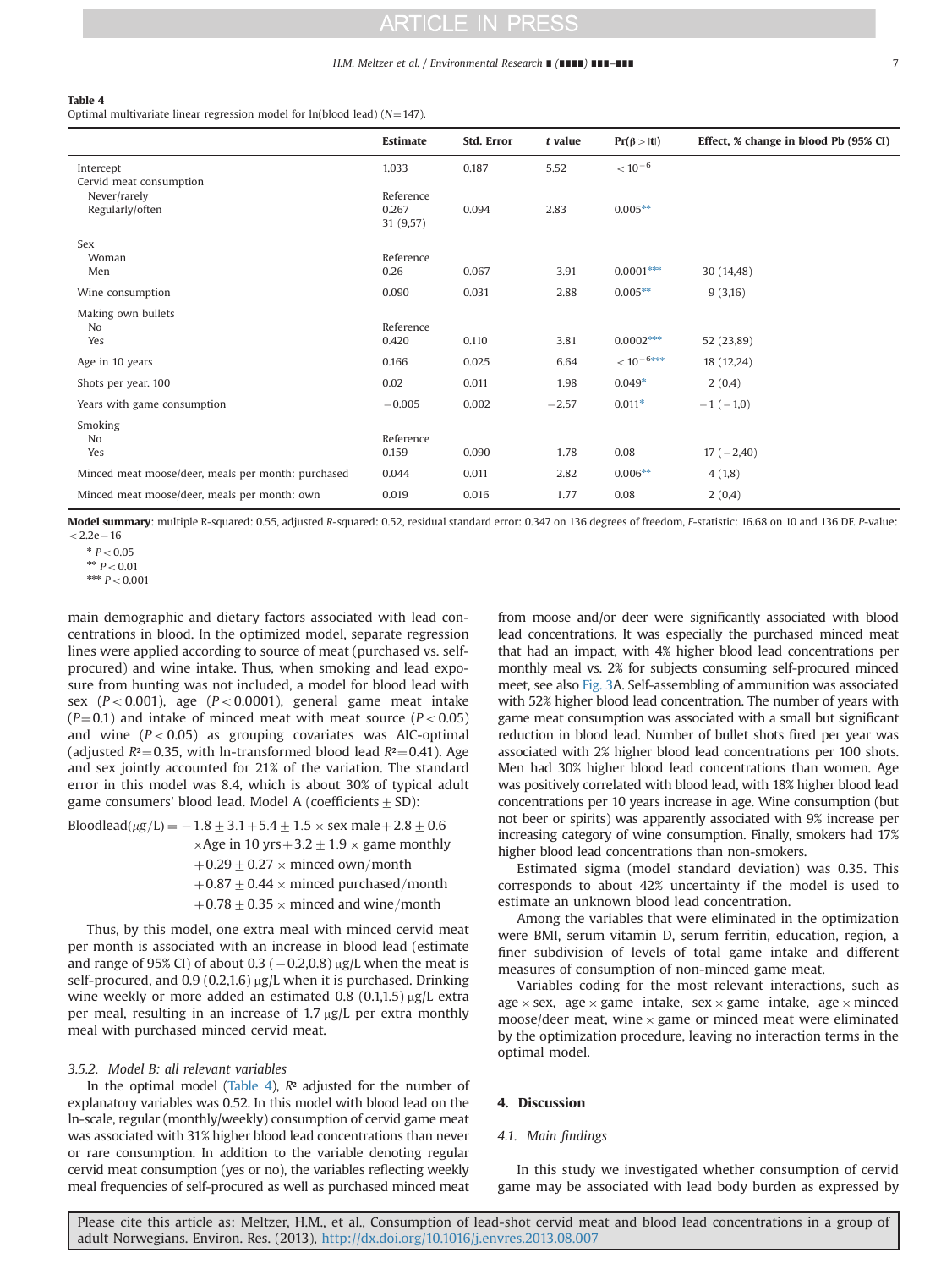**Table 4**
Optimal multivariate linear regression model for ln(blood lead) ($N$=147).

| | Estimate | Std. Error | $t$ value | $\Pr(\beta>\lvert t\rvert)$ | Effect, % change in blood Pb (95% CI) |
|---|---|---|---|---|---|
| Intercept | 1.033 | 0.187 | 5.52 | $<10^{-6}$ | |
| Cervid meat consumption | | | | | |
| Never/rarely | Reference | | | | |
| Regularly/often | 0.267 | 0.094 | 2.83 | 0.005** | |
| | 31 (9,57) | | | | |
| Sex | | | | | |
| Woman | Reference | | | | |
| Men | 0.26 | 0.067 | 3.91 | 0.0001*** | 30 (14,48) |
| Wine consumption | 0.090 | 0.031 | 2.88 | 0.005** | 9 (3,16) |
| Making own bullets | | | | | |
| No | Reference | | | | |
| Yes | 0.420 | 0.110 | 3.81 | 0.0002*** | 52 (23,89) |
| Age in 10 years | 0.166 | 0.025 | 6.64 | $<10^{-6}$*** | 18 (12,24) |
| Shots per year. 100 | 0.02 | 0.011 | 1.98 | 0.049* | 2 (0,4) |
| Years with game consumption | −0.005 | 0.002 | −2.57 | 0.011* | −1 (−1,0) |
| Smoking | | | | | |
| No | Reference | | | | |
| Yes | 0.159 | 0.090 | 1.78 | 0.08 | 17 (−2,40) |
| Minced meat moose/deer, meals per month: purchased | 0.044 | 0.011 | 2.82 | 0.006** | 4 (1,8) |
| Minced meat moose/deer, meals per month: own | 0.019 | 0.016 | 1.77 | 0.08 | 2 (0,4) |

**Model summary**: multiple R-squared: 0.55, adjusted $R$-squared: 0.52, residual standard error: 0.347 on 136 degrees of freedom, $F$-statistic: 16.68 on 10 and 136 DF. $P$-value: $<2.2e-16$

* $P<0.05$
** $P<0.01$
*** $P<0.001$

main demographic and dietary factors associated with lead concentrations in blood. In the optimized model, separate regression lines were applied according to source of meat (purchased vs. self-procured) and wine intake. Thus, when smoking and lead exposure from hunting was not included, a model for blood lead with sex ($P<0.001$), age ($P<0.0001$), general game meat intake ($P$=0.1) and intake of minced meat with meat source ($P<0.05$) and wine ($P<0.05$) as grouping covariates was AIC-optimal (adjusted $R^2$=0.35, with ln-transformed blood lead $R^2$=0.41). Age and sex jointly accounted for 21% of the variation. The standard error in this model was 8.4, which is about 30% of typical adult game consumers' blood lead. Model A (coefficients ± SD):

$$\begin{aligned}\text{Bloodlead}(\mu g/L) = &-1.8\pm3.1+5.4\pm1.5\times\text{sex male}+2.8\pm0.6\\&\times\text{Age in 10 yrs}+3.2\pm1.9\times\text{game monthly}\\&+0.29\pm0.27\times\text{minced own/month}\\&+0.87\pm0.44\times\text{minced purchased/month}\\&+0.78\pm0.35\times\text{minced and wine/month}\end{aligned}$$

Thus, by this model, one extra meal with minced cervid meat per month is associated with an increase in blood lead (estimate and range of 95% CI) of about 0.3 (−0.2,0.8) μg/L when the meat is self-procured, and 0.9 (0.2,1.6) μg/L when it is purchased. Drinking wine weekly or more added an estimated 0.8 (0.1,1.5) μg/L extra per meal, resulting in an increase of 1.7 μg/L per extra monthly meal with purchased minced cervid meat.

### 3.5.2. Model B: all relevant variables

In the optimal model (Table 4), $R^2$ adjusted for the number of explanatory variables was 0.52. In this model with blood lead on the ln-scale, regular (monthly/weekly) consumption of cervid game meat was associated with 31% higher blood lead concentrations than never or rare consumption. In addition to the variable denoting regular cervid meat consumption (yes or no), the variables reflecting weekly meal frequencies of self-procured as well as purchased minced meat from moose and/or deer were significantly associated with blood lead concentrations. It was especially the purchased minced meat that had an impact, with 4% higher blood lead concentrations per monthly meal vs. 2% for subjects consuming self-procured minced meet, see also Fig. 3A. Self-assembling of ammunition was associated with 52% higher blood lead concentration. The number of years with game meat consumption was associated with a small but significant reduction in blood lead. Number of bullet shots fired per year was associated with 2% higher blood lead concentrations per 100 shots. Men had 30% higher blood lead concentrations than women. Age was positively correlated with blood lead, with 18% higher blood lead concentrations per 10 years increase in age. Wine consumption (but not beer or spirits) was apparently associated with 9% increase per increasing category of wine consumption. Finally, smokers had 17% higher blood lead concentrations than non-smokers.

Estimated sigma (model standard deviation) was 0.35. This corresponds to about 42% uncertainty if the model is used to estimate an unknown blood lead concentration.

Among the variables that were eliminated in the optimization were BMI, serum vitamin D, serum ferritin, education, region, a finer subdivision of levels of total game intake and different measures of consumption of non-minced game meat.

Variables coding for the most relevant interactions, such as age × sex, age × game intake, sex × game intake, age × minced moose/deer meat, wine × game or minced meat were eliminated by the optimization procedure, leaving no interaction terms in the optimal model.

## 4. Discussion

### 4.1. Main findings

In this study we investigated whether consumption of cervid game may be associated with lead body burden as expressed by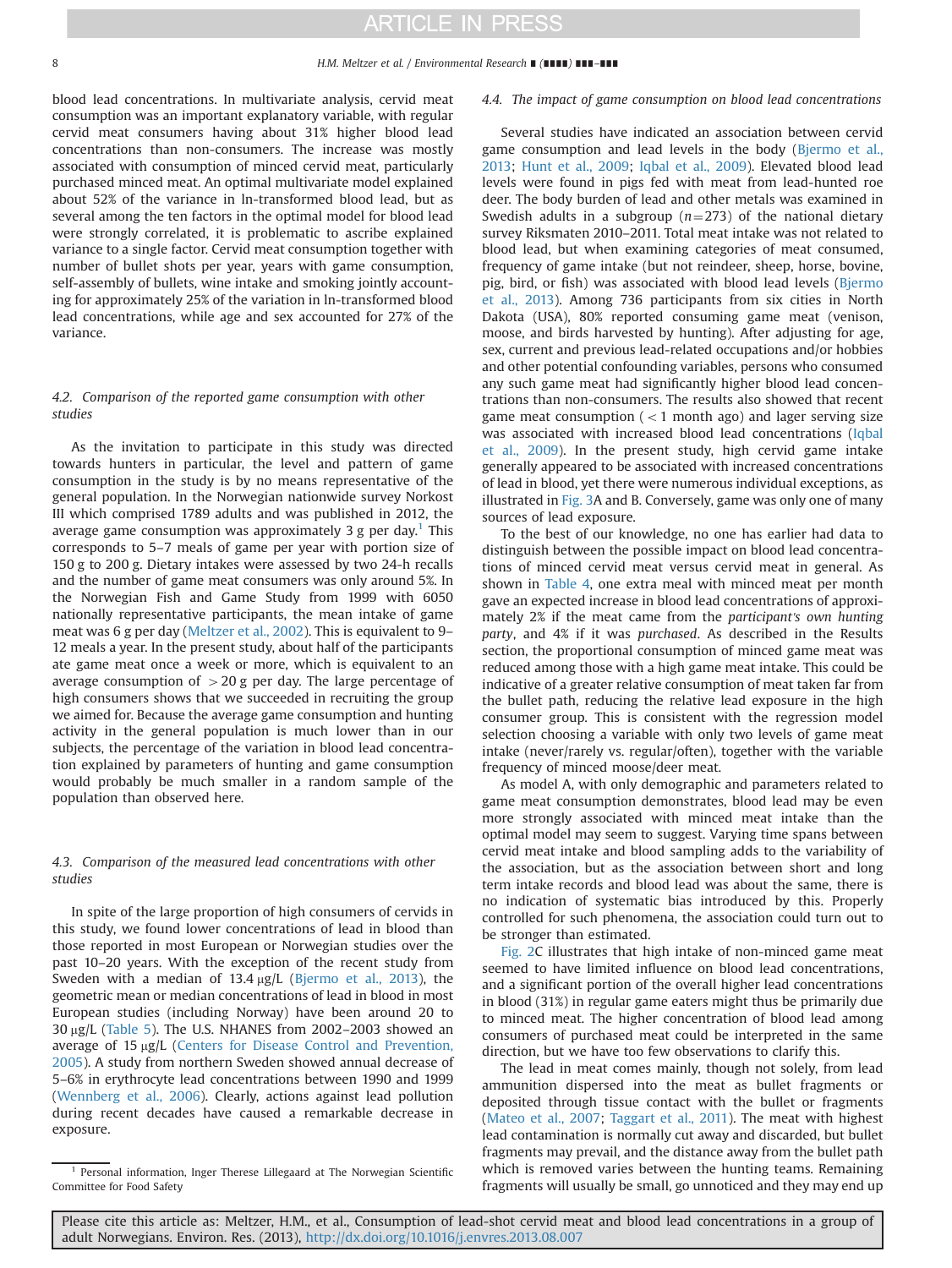blood lead concentrations. In multivariate analysis, cervid meat consumption was an important explanatory variable, with regular cervid meat consumers having about 31% higher blood lead concentrations than non-consumers. The increase was mostly associated with consumption of minced cervid meat, particularly purchased minced meat. An optimal multivariate model explained about 52% of the variance in ln-transformed blood lead, but as several among the ten factors in the optimal model for blood lead were strongly correlated, it is problematic to ascribe explained variance to a single factor. Cervid meat consumption together with number of bullet shots per year, years with game consumption, self-assembly of bullets, wine intake and smoking jointly accounting for approximately 25% of the variation in ln-transformed blood lead concentrations, while age and sex accounted for 27% of the variance.

### 4.2. Comparison of the reported game consumption with other studies

As the invitation to participate in this study was directed towards hunters in particular, the level and pattern of game consumption in the study is by no means representative of the general population. In the Norwegian nationwide survey Norkost III which comprised 1789 adults and was published in 2012, the average game consumption was approximately 3 g per day.[1] This corresponds to 5–7 meals of game per year with portion size of 150 g to 200 g. Dietary intakes were assessed by two 24-h recalls and the number of game meat consumers was only around 5%. In the Norwegian Fish and Game Study from 1999 with 6050 nationally representative participants, the mean intake of game meat was 6 g per day (Meltzer et al., 2002). This is equivalent to 9–12 meals a year. In the present study, about half of the participants ate game meat once a week or more, which is equivalent to an average consumption of > 20 g per day. The large percentage of high consumers shows that we succeeded in recruiting the group we aimed for. Because the average game consumption and hunting activity in the general population is much lower than in our subjects, the percentage of the variation in blood lead concentration explained by parameters of hunting and game consumption would probably be much smaller in a random sample of the population than observed here.

### 4.3. Comparison of the measured lead concentrations with other studies

In spite of the large proportion of high consumers of cervids in this study, we found lower concentrations of lead in blood than those reported in most European or Norwegian studies over the past 10–20 years. With the exception of the recent study from Sweden with a median of 13.4 μg/L (Bjermo et al., 2013), the geometric mean or median concentrations of lead in blood in most European studies (including Norway) have been around 20 to 30 μg/L (Table 5). The U.S. NHANES from 2002–2003 showed an average of 15 μg/L (Centers for Disease Control and Prevention, 2005). A study from northern Sweden showed annual decrease of 5–6% in erythrocyte lead concentrations between 1990 and 1999 (Wennberg et al., 2006). Clearly, actions against lead pollution during recent decades have caused a remarkable decrease in exposure.

[1] Personal information, Inger Therese Lillegaard at The Norwegian Scientific Committee for Food Safety

### 4.4. The impact of game consumption on blood lead concentrations

Several studies have indicated an association between cervid game consumption and lead levels in the body (Bjermo et al., 2013; Hunt et al., 2009; Iqbal et al., 2009). Elevated blood lead levels were found in pigs fed with meat from lead-hunted roe deer. The body burden of lead and other metals was examined in Swedish adults in a subgroup ($n$=273) of the national dietary survey Riksmaten 2010–2011. Total meat intake was not related to blood lead, but when examining categories of meat consumed, frequency of game intake (but not reindeer, sheep, horse, bovine, pig, bird, or fish) was associated with blood lead levels (Bjermo et al., 2013). Among 736 participants from six cities in North Dakota (USA), 80% reported consuming game meat (venison, moose, and birds harvested by hunting). After adjusting for age, sex, current and previous lead-related occupations and/or hobbies and other potential confounding variables, persons who consumed any such game meat had significantly higher blood lead concentrations than non-consumers. The results also showed that recent game meat consumption (< 1 month ago) and lager serving size was associated with increased blood lead concentrations (Iqbal et al., 2009). In the present study, high cervid game intake generally appeared to be associated with increased concentrations of lead in blood, yet there were numerous individual exceptions, as illustrated in Fig. 3A and B. Conversely, game was only one of many sources of lead exposure.

To the best of our knowledge, no one has earlier had data to distinguish between the possible impact on blood lead concentrations of minced cervid meat versus cervid meat in general. As shown in Table 4, one extra meal with minced meat per month gave an expected increase in blood lead concentrations of approximately 2% if the meat came from the *participant's own hunting party*, and 4% if it was *purchased*. As described in the Results section, the proportional consumption of minced game meat was reduced among those with a high game meat intake. This could be indicative of a greater relative consumption of meat taken far from the bullet path, reducing the relative lead exposure in the high consumer group. This is consistent with the regression model selection choosing a variable with only two levels of game meat intake (never/rarely vs. regular/often), together with the variable frequency of minced moose/deer meat.

As model A, with only demographic and parameters related to game meat consumption demonstrates, blood lead may be even more strongly associated with minced meat intake than the optimal model may seem to suggest. Varying time spans between cervid meat intake and blood sampling adds to the variability of the association, but as the association between short and long term intake records and blood lead was about the same, there is no indication of systematic bias introduced by this. Properly controlled for such phenomena, the association could turn out to be stronger than estimated.

Fig. 2C illustrates that high intake of non-minced game meat seemed to have limited influence on blood lead concentrations, and a significant portion of the overall higher lead concentrations in blood (31%) in regular game eaters might thus be primarily due to minced meat. The higher concentration of blood lead among consumers of purchased meat could be interpreted in the same direction, but we have too few observations to clarify this.

The lead in meat comes mainly, though not solely, from lead ammunition dispersed into the meat as bullet fragments or deposited through tissue contact with the bullet or fragments (Mateo et al., 2007; Taggart et al., 2011). The meat with highest lead contamination is normally cut away and discarded, but bullet fragments may prevail, and the distance away from the bullet path which is removed varies between the hunting teams. Remaining fragments will usually be small, go unnoticed and they may end up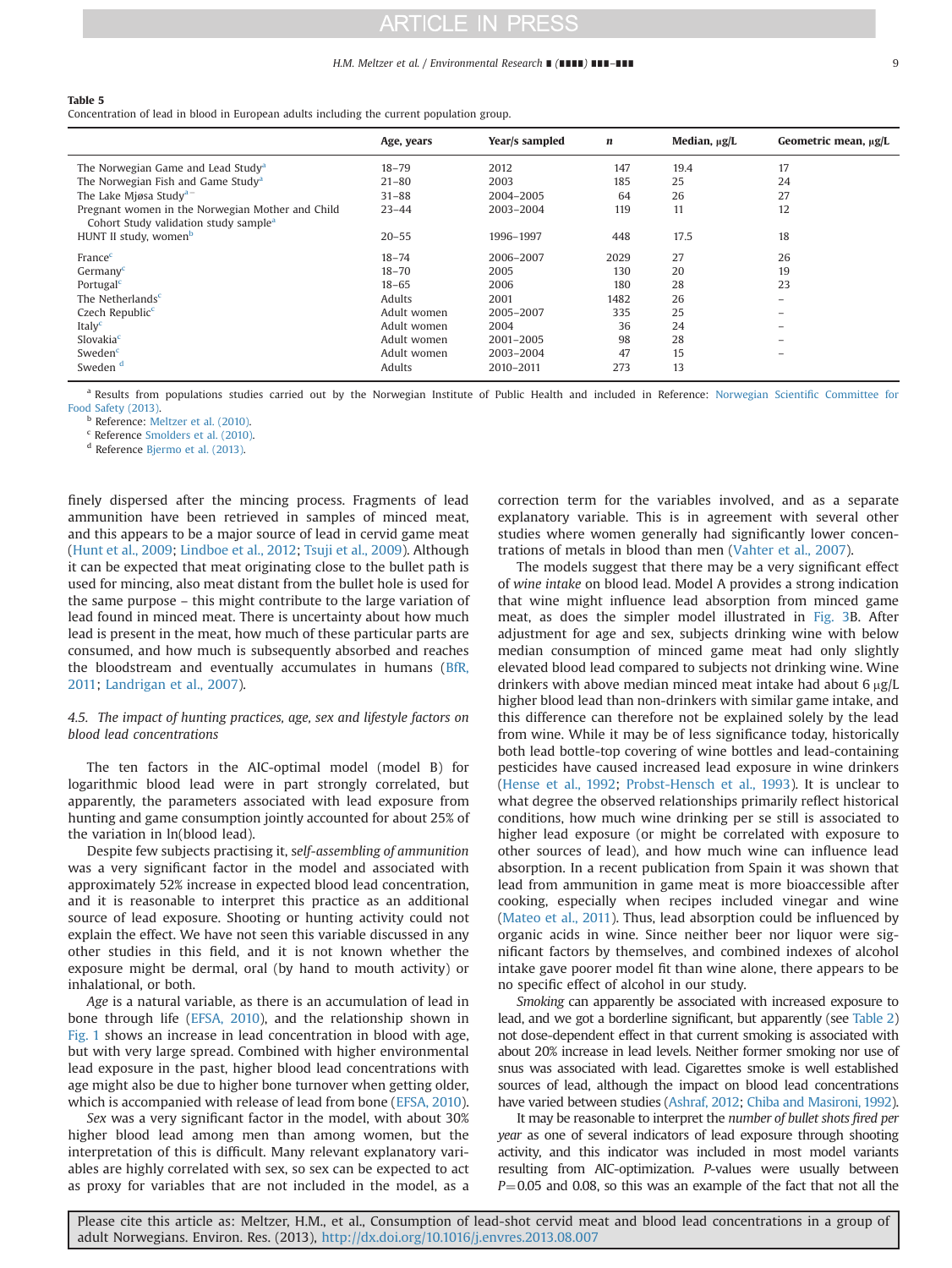**Table 5**
Concentration of lead in blood in European adults including the current population group.

| | Age, years | Year/s sampled | *n* | Median, μg/L | Geometric mean, μg/L |
|---|---|---|---|---|---|
| The Norwegian Game and Lead Study[a] | 18–79 | 2012 | 147 | 19.4 | 17 |
| The Norwegian Fish and Game Study[a] | 21–80 | 2003 | 185 | 25 | 24 |
| The Lake Mjøsa Study[a] | 31–88 | 2004–2005 | 64 | 26 | 27 |
| Pregnant women in the Norwegian Mother and Child Cohort Study validation study sample[a] | 23–44 | 2003–2004 | 119 | 11 | 12 |
| HUNT II study, women[b] | 20–55 | 1996–1997 | 448 | 17.5 | 18 |
| France[c] | 18–74 | 2006–2007 | 2029 | 27 | 26 |
| Germany[c] | 18–70 | 2005 | 130 | 20 | 19 |
| Portugal[c] | 18–65 | 2006 | 180 | 28 | 23 |
| The Netherlands[c] | Adults | 2001 | 1482 | 26 | – |
| Czech Republic[c] | Adult women | 2005–2007 | 335 | 25 | – |
| Italy[c] | Adult women | 2004 | 36 | 24 | – |
| Slovakia[c] | Adult women | 2001–2005 | 98 | 28 | – |
| Sweden[c] | Adult women | 2003–2004 | 47 | 15 | – |
| Sweden [d] | Adults | 2010–2011 | 273 | 13 | |

[a] Results from populations studies carried out by the Norwegian Institute of Public Health and included in Reference: Norwegian Scientific Committee for Food Safety (2013).
[b] Reference: Meltzer et al. (2010).
[c] Reference Smolders et al. (2010).
[d] Reference Bjermo et al. (2013).

finely dispersed after the mincing process. Fragments of lead ammunition have been retrieved in samples of minced meat, and this appears to be a major source of lead in cervid game meat (Hunt et al., 2009; Lindboe et al., 2012; Tsuji et al., 2009). Although it can be expected that meat originating close to the bullet path is used for mincing, also meat distant from the bullet hole is used for the same purpose – this might contribute to the large variation of lead found in minced meat. There is uncertainty about how much lead is present in the meat, how much of these particular parts are consumed, and how much is subsequently absorbed and reaches the bloodstream and eventually accumulates in humans (BfR, 2011; Landrigan et al., 2007).

### 4.5. The impact of hunting practices, age, sex and lifestyle factors on blood lead concentrations

The ten factors in the AIC-optimal model (model B) for logarithmic blood lead were in part strongly correlated, but apparently, the parameters associated with lead exposure from hunting and game consumption jointly accounted for about 25% of the variation in ln(blood lead).

Despite few subjects practising it, s*elf-assembling of ammunition* was a very significant factor in the model and associated with approximately 52% increase in expected blood lead concentration, and it is reasonable to interpret this practice as an additional source of lead exposure. Shooting or hunting activity could not explain the effect. We have not seen this variable discussed in any other studies in this field, and it is not known whether the exposure might be dermal, oral (by hand to mouth activity) or inhalational, or both.

*Age* is a natural variable, as there is an accumulation of lead in bone through life (EFSA, 2010), and the relationship shown in Fig. 1 shows an increase in lead concentration in blood with age, but with very large spread. Combined with higher environmental lead exposure in the past, higher blood lead concentrations with age might also be due to higher bone turnover when getting older, which is accompanied with release of lead from bone (EFSA, 2010).

*Sex* was a very significant factor in the model, with about 30% higher blood lead among men than among women, but the interpretation of this is difficult. Many relevant explanatory variables are highly correlated with sex, so sex can be expected to act as proxy for variables that are not included in the model, as a correction term for the variables involved, and as a separate explanatory variable. This is in agreement with several other studies where women generally had significantly lower concentrations of metals in blood than men (Vahter et al., 2007).

The models suggest that there may be a very significant effect of *wine intake* on blood lead. Model A provides a strong indication that wine might influence lead absorption from minced game meat, as does the simpler model illustrated in Fig. 3B. After adjustment for age and sex, subjects drinking wine with below median consumption of minced game meat had only slightly elevated blood lead compared to subjects not drinking wine. Wine drinkers with above median minced meat intake had about 6 μg/L higher blood lead than non-drinkers with similar game intake, and this difference can therefore not be explained solely by the lead from wine. While it may be of less significance today, historically both lead bottle-top covering of wine bottles and lead-containing pesticides have caused increased lead exposure in wine drinkers (Hense et al., 1992; Probst-Hensch et al., 1993). It is unclear to what degree the observed relationships primarily reflect historical conditions, how much wine drinking per se still is associated to higher lead exposure (or might be correlated with exposure to other sources of lead), and how much wine can influence lead absorption. In a recent publication from Spain it was shown that lead from ammunition in game meat is more bioaccessible after cooking, especially when recipes included vinegar and wine (Mateo et al., 2011). Thus, lead absorption could be influenced by organic acids in wine. Since neither beer nor liquor were significant factors by themselves, and combined indexes of alcohol intake gave poorer model fit than wine alone, there appears to be no specific effect of alcohol in our study.

*Smoking* can apparently be associated with increased exposure to lead, and we got a borderline significant, but apparently (see Table 2) not dose-dependent effect in that current smoking is associated with about 20% increase in lead levels. Neither former smoking nor use of snus was associated with lead. Cigarettes smoke is well established sources of lead, although the impact on blood lead concentrations have varied between studies (Ashraf, 2012; Chiba and Masironi, 1992).

It may be reasonable to interpret the *number of bullet shots fired per year* as one of several indicators of lead exposure through shooting activity, and this indicator was included in most model variants resulting from AIC-optimization. *P*-values were usually between $P=0.05$ and 0.08, so this was an example of the fact that not all the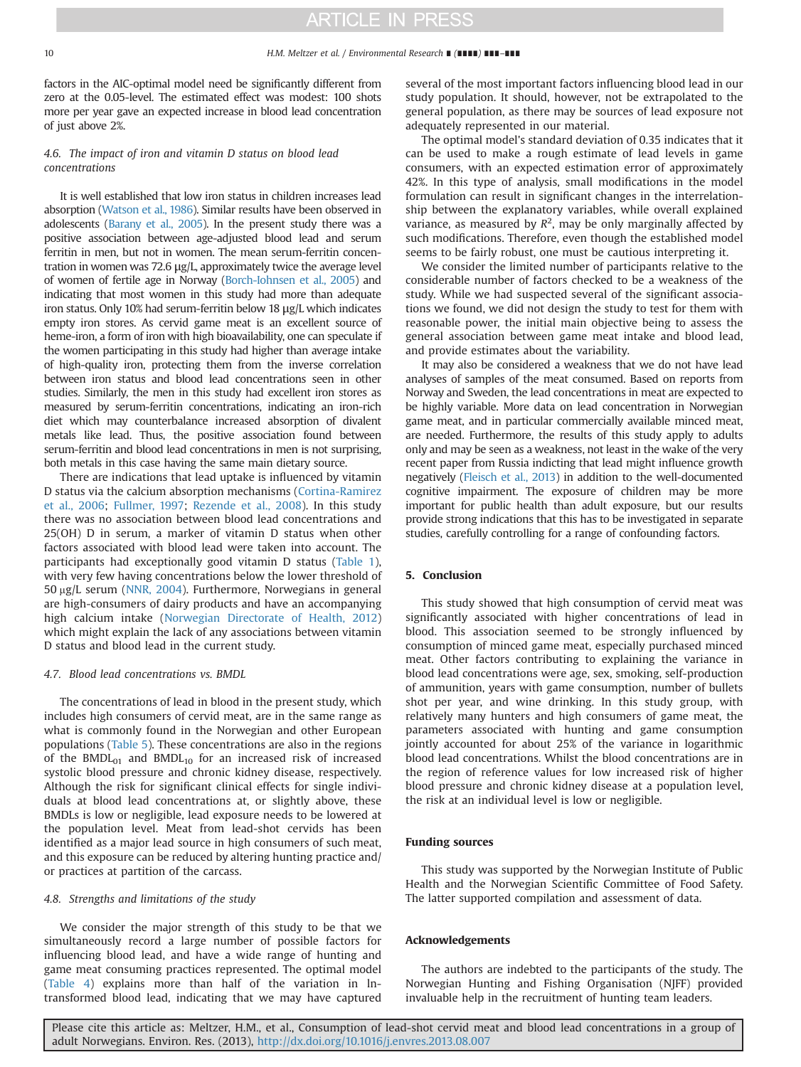factors in the AIC-optimal model need be significantly different from zero at the 0.05-level. The estimated effect was modest: 100 shots more per year gave an expected increase in blood lead concentration of just above 2%.

### 4.6. The impact of iron and vitamin D status on blood lead concentrations

It is well established that low iron status in children increases lead absorption (Watson et al., 1986). Similar results have been observed in adolescents (Barany et al., 2005). In the present study there was a positive association between age-adjusted blood lead and serum ferritin in men, but not in women. The mean serum-ferritin concentration in women was 72.6 μg/L, approximately twice the average level of women of fertile age in Norway (Borch-Iohnsen et al., 2005) and indicating that most women in this study had more than adequate iron status. Only 10% had serum-ferritin below 18 μg/L which indicates empty iron stores. As cervid game meat is an excellent source of heme-iron, a form of iron with high bioavailability, one can speculate if the women participating in this study had higher than average intake of high-quality iron, protecting them from the inverse correlation between iron status and blood lead concentrations seen in other studies. Similarly, the men in this study had excellent iron stores as measured by serum-ferritin concentrations, indicating an iron-rich diet which may counterbalance increased absorption of divalent metals like lead. Thus, the positive association found between serum-ferritin and blood lead concentrations in men is not surprising, both metals in this case having the same main dietary source.

There are indications that lead uptake is influenced by vitamin D status via the calcium absorption mechanisms (Cortina-Ramirez et al., 2006; Fullmer, 1997; Rezende et al., 2008). In this study there was no association between blood lead concentrations and 25(OH) D in serum, a marker of vitamin D status when other factors associated with blood lead were taken into account. The participants had exceptionally good vitamin D status (Table 1), with very few having concentrations below the lower threshold of 50 μg/L serum (NNR, 2004). Furthermore, Norwegians in general are high-consumers of dairy products and have an accompanying high calcium intake (Norwegian Directorate of Health, 2012) which might explain the lack of any associations between vitamin D status and blood lead in the current study.

### 4.7. Blood lead concentrations vs. BMDL

The concentrations of lead in blood in the present study, which includes high consumers of cervid meat, are in the same range as what is commonly found in the Norwegian and other European populations (Table 5). These concentrations are also in the regions of the $BMDL_{01}$ and $BMDL_{10}$ for an increased risk of increased systolic blood pressure and chronic kidney disease, respectively. Although the risk for significant clinical effects for single individuals at blood lead concentrations at, or slightly above, these BMDLs is low or negligible, lead exposure needs to be lowered at the population level. Meat from lead-shot cervids has been identified as a major lead source in high consumers of such meat, and this exposure can be reduced by altering hunting practice and/or practices at partition of the carcass.

### 4.8. Strengths and limitations of the study

We consider the major strength of this study to be that we simultaneously record a large number of possible factors for influencing blood lead, and have a wide range of hunting and game meat consuming practices represented. The optimal model (Table 4) explains more than half of the variation in ln-transformed blood lead, indicating that we may have captured several of the most important factors influencing blood lead in our study population. It should, however, not be extrapolated to the general population, as there may be sources of lead exposure not adequately represented in our material.

The optimal model's standard deviation of 0.35 indicates that it can be used to make a rough estimate of lead levels in game consumers, with an expected estimation error of approximately 42%. In this type of analysis, small modifications in the model formulation can result in significant changes in the interrelationship between the explanatory variables, while overall explained variance, as measured by $R^2$, may be only marginally affected by such modifications. Therefore, even though the established model seems to be fairly robust, one must be cautious interpreting it.

We consider the limited number of participants relative to the considerable number of factors checked to be a weakness of the study. While we had suspected several of the significant associations we found, we did not design the study to test for them with reasonable power, the initial main objective being to assess the general association between game meat intake and blood lead, and provide estimates about the variability.

It may also be considered a weakness that we do not have lead analyses of samples of the meat consumed. Based on reports from Norway and Sweden, the lead concentrations in meat are expected to be highly variable. More data on lead concentration in Norwegian game meat, and in particular commercially available minced meat, are needed. Furthermore, the results of this study apply to adults only and may be seen as a weakness, not least in the wake of the very recent paper from Russia indicting that lead might influence growth negatively (Fleisch et al., 2013) in addition to the well-documented cognitive impairment. The exposure of children may be more important for public health than adult exposure, but our results provide strong indications that this has to be investigated in separate studies, carefully controlling for a range of confounding factors.

## 5. Conclusion

This study showed that high consumption of cervid meat was significantly associated with higher concentrations of lead in blood. This association seemed to be strongly influenced by consumption of minced game meat, especially purchased minced meat. Other factors contributing to explaining the variance in blood lead concentrations were age, sex, smoking, self-production of ammunition, years with game consumption, number of bullets shot per year, and wine drinking. In this study group, with relatively many hunters and high consumers of game meat, the parameters associated with hunting and game consumption jointly accounted for about 25% of the variance in logarithmic blood lead concentrations. Whilst the blood concentrations are in the region of reference values for low increased risk of higher blood pressure and chronic kidney disease at a population level, the risk at an individual level is low or negligible.

## Funding sources

This study was supported by the Norwegian Institute of Public Health and the Norwegian Scientific Committee of Food Safety. The latter supported compilation and assessment of data.

## Acknowledgements

The authors are indebted to the participants of the study. The Norwegian Hunting and Fishing Organisation (NJFF) provided invaluable help in the recruitment of hunting team leaders.

Please cite this article as: Meltzer, H.M., et al., Consumption of lead-shot cervid meat and blood lead concentrations in a group of adult Norwegians. Environ. Res. (2013), http://dx.doi.org/10.1016/j.envres.2013.08.007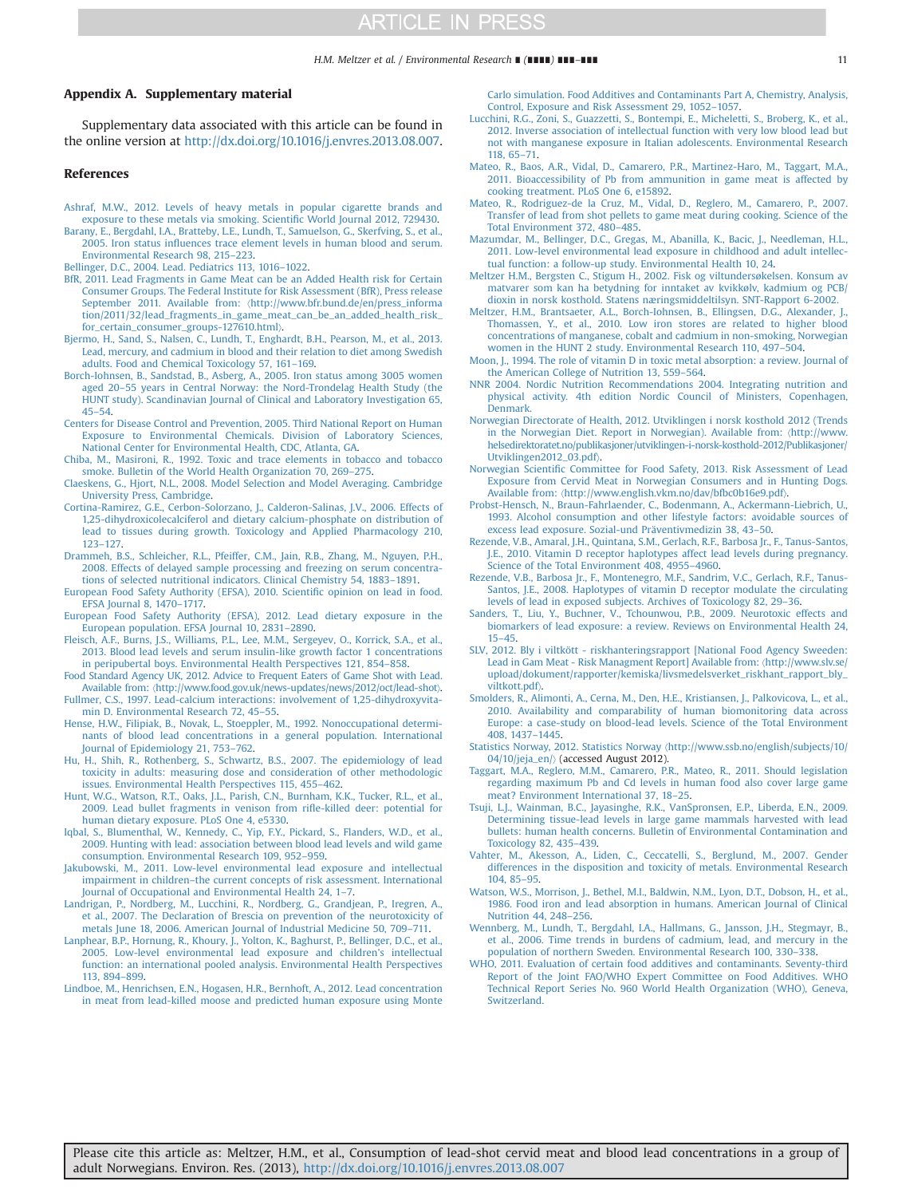## Appendix A. Supplementary material

Supplementary data associated with this article can be found in the online version at http://dx.doi.org/10.1016/j.envres.2013.08.007.

## References

Ashraf, M.W., 2012. Levels of heavy metals in popular cigarette brands and exposure to these metals via smoking. Scientific World Journal 2012, 729430.

Barany, E., Bergdahl, I.A., Bratteby, L.E., Lundh, T., Samuelson, G., Skerfving, S., et al., 2005. Iron status influences trace element levels in human blood and serum. Environmental Research 98, 215–223.

Bellinger, D.C., 2004. Lead. Pediatrics 113, 1016–1022.

BfR, 2011. Lead Fragments in Game Meat can be an Added Health risk for Certain Consumer Groups. The Federal Institute for Risk Assessment (BfR), Press release September 2011. Available from: 〈http://www.bfr.bund.de/en/press_information/2011/32/lead_fragments_in_game_meat_can_be_an_added_health_risk_for_certain_consumer_groups-127610.html〉.

Bjermo, H., Sand, S., Nalsen, C., Lundh, T., Enghardt, B.H., Pearson, M., et al., 2013. Lead, mercury, and cadmium in blood and their relation to diet among Swedish adults. Food and Chemical Toxicology 57, 161–169.

Borch-Iohnsen, B., Sandstad, B., Asberg, A., 2005. Iron status among 3005 women aged 20–55 years in Central Norway: the Nord-Trondelag Health Study (the HUNT study). Scandinavian Journal of Clinical and Laboratory Investigation 65, 45–54.

Centers for Disease Control and Prevention, 2005. Third National Report on Human Exposure to Environmental Chemicals. Division of Laboratory Sciences, National Center for Environmental Health, CDC, Atlanta, GA.

Chiba, M., Masironi, R., 1992. Toxic and trace elements in tobacco and tobacco smoke. Bulletin of the World Health Organization 70, 269–275.

Claeskens, G., Hjort, N.L., 2008. Model Selection and Model Averaging. Cambridge University Press, Cambridge.

Cortina-Ramirez, G.E., Cerbon-Solorzano, J., Calderon-Salinas, J.V., 2006. Effects of 1,25-dihydroxicolecalciferol and dietary calcium-phosphate on distribution of lead to tissues during growth. Toxicology and Applied Pharmacology 210, 123–127.

Drammeh, B.S., Schleicher, R.L., Pfeiffer, C.M., Jain, R.B., Zhang, M., Nguyen, P.H., 2008. Effects of delayed sample processing and freezing on serum concentrations of selected nutritional indicators. Clinical Chemistry 54, 1883–1891.

European Food Safety Authority (EFSA), 2010. Scientific opinion on lead in food. EFSA Journal 8, 1470–1717.

European Food Safety Authority (EFSA), 2012. Lead dietary exposure in the European population. EFSA Journal 10, 2831–2890.

Fleisch, A.F., Burns, J.S., Williams, P.L., Lee, M.M., Sergeyev, O., Korrick, S.A., et al., 2013. Blood lead levels and serum insulin-like growth factor 1 concentrations in peripubertal boys. Environmental Health Perspectives 121, 854–858.

Food Standard Agency UK, 2012. Advice to Frequent Eaters of Game Shot with Lead. Available from: 〈http://www.food.gov.uk/news-updates/news/2012/oct/lead-shot〉.

Fullmer, C.S., 1997. Lead-calcium interactions: involvement of 1,25-dihydroxyvitamin D. Environmental Research 72, 45–55.

Hense, H.W., Filipiak, B., Novak, L., Stoeppler, M., 1992. Nonoccupational determinants of blood lead concentrations in a general population. International Journal of Epidemiology 21, 753–762.

Hu, H., Shih, R., Rothenberg, S., Schwartz, B.S., 2007. The epidemiology of lead toxicity in adults: measuring dose and consideration of other methodologic issues. Environmental Health Perspectives 115, 455–462.

Hunt, W.G., Watson, R.T., Oaks, J.L., Parish, C.N., Burnham, K.K., Tucker, R.L., et al., 2009. Lead bullet fragments in venison from rifle-killed deer: potential for human dietary exposure. PLoS One 4, e5330.

Iqbal, S., Blumenthal, W., Kennedy, C., Yip, F.Y., Pickard, S., Flanders, W.D., et al., 2009. Hunting with lead: association between blood lead levels and wild game consumption. Environmental Research 109, 952–959.

Jakubowski, M., 2011. Low-level environmental lead exposure and intellectual impairment in children–the current concepts of risk assessment. International Journal of Occupational and Environmental Health 24, 1–7.

Landrigan, P., Nordberg, M., Lucchini, R., Nordberg, G., Grandjean, P., Iregren, A., et al., 2007. The Declaration of Brescia on prevention of the neurotoxicity of metals June 18, 2006. American Journal of Industrial Medicine 50, 709–711.

Lanphear, B.P., Hornung, R., Khoury, J., Yolton, K., Baghurst, P., Bellinger, D.C., et al., 2005. Low-level environmental lead exposure and children's intellectual function: an international pooled analysis. Environmental Health Perspectives 113, 894–899.

Lindboe, M., Henrichsen, E.N., Hogasen, H.R., Bernhoft, A., 2012. Lead concentration in meat from lead-killed moose and predicted human exposure using Monte Carlo simulation. Food Additives and Contaminants Part A, Chemistry, Analysis, Control, Exposure and Risk Assessment 29, 1052–1057.

Lucchini, R.G., Zoni, S., Guazzetti, S., Bontempi, E., Micheletti, S., Broberg, K., et al., 2012. Inverse association of intellectual function with very low blood lead but not with manganese exposure in Italian adolescents. Environmental Research 118, 65–71.

Mateo, R., Baos, A.R., Vidal, D., Camarero, P.R., Martinez-Haro, M., Taggart, M.A., 2011. Bioaccessibility of Pb from ammunition in game meat is affected by cooking treatment. PLoS One 6, e15892.

Mateo, R., Rodriguez-de la Cruz, M., Vidal, D., Reglero, M., Camarero, P., 2007. Transfer of lead from shot pellets to game meat during cooking. Science of the Total Environment 372, 480–485.

Mazumdar, M., Bellinger, D.C., Gregas, M., Abanilla, K., Bacic, J., Needleman, H.L., 2011. Low-level environmental lead exposure in childhood and adult intellectual function: a follow-up study. Environmental Health 10, 24.

Meltzer H.M., Bergsten C., Stigum H., 2002. Fisk og viltundersøkelsen. Konsum av matvarer som kan ha betydning for inntaket av kvikkølv, kadmium og PCB/dioxin in norsk kosthold. Statens næringsmiddeltilsyn. SNT-Rapport 6-2002.

Meltzer, H.M., Brantsaeter, A.L., Borch-Iohnsen, B., Ellingsen, D.G., Alexander, J., Thomassen, Y., et al., 2010. Low iron stores are related to higher blood concentrations of manganese, cobalt and cadmium in non-smoking, Norwegian women in the HUNT 2 study. Environmental Research 110, 497–504.

Moon, J., 1994. The role of vitamin D in toxic metal absorption: a review. Journal of the American College of Nutrition 13, 559–564.

NNR 2004. Nordic Nutrition Recommendations 2004. Integrating nutrition and physical activity. 4th edition Nordic Council of Ministers, Copenhagen, Denmark.

Norwegian Directorate of Health, 2012. Utviklingen i norsk kosthold 2012 (Trends in the Norwegian Diet. Report in Norwegian). Available from: 〈http://www.helsedirektoratet.no/publikasjoner/utviklingen-i-norsk-kosthold-2012/Publikasjoner/Utviklingen2012_03.pdf〉.

Norwegian Scientific Committee for Food Safety, 2013. Risk Assessment of Lead Exposure from Cervid Meat in Norwegian Consumers and in Hunting Dogs. Available from: 〈http://www.english.vkm.no/dav/bfbc0b16e9.pdf〉.

Probst-Hensch, N., Braun-Fahrlaender, C., Bodenmann, A., Ackermann-Liebrich, U., 1993. Alcohol consumption and other lifestyle factors: avoidable sources of excess lead exposure. Sozial-und Präventivmedizin 38, 43–50.

Rezende, V.B., Amaral, J.H., Quintana, S.M., Gerlach, R.F., Barbosa Jr., F., Tanus-Santos, J.E., 2010. Vitamin D receptor haplotypes affect lead levels during pregnancy. Science of the Total Environment 408, 4955–4960.

Rezende, V.B., Barbosa Jr., F., Montenegro, M.F., Sandrim, V.C., Gerlach, R.F., Tanus-Santos, J.E., 2008. Haplotypes of vitamin D receptor modulate the circulating levels of lead in exposed subjects. Archives of Toxicology 82, 29–36.

Sanders, T., Liu, Y., Buchner, V., Tchounwou, P.B., 2009. Neurotoxic effects and biomarkers of lead exposure: a review. Reviews on Environmental Health 24, 15–45.

SLV, 2012. Bly i viltkött - riskhanteringsrapport [National Food Agency Sweeden: Lead in Gam Meat - Risk Managment Report] Available from: 〈http://www.slv.se/upload/dokument/rapporter/kemiska/livsmedelsverket_riskhant_rapport_bly_viltkott.pdf〉.

Smolders, R., Alimonti, A., Cerna, M., Den, H.E., Kristiansen, J., Palkovicova, L., et al., 2010. Availability and comparability of human biomonitoring data across Europe: a case-study on blood-lead levels. Science of the Total Environment 408, 1437–1445.

Statistics Norway, 2012. Statistics Norway 〈http://www.ssb.no/english/subjects/10/04/10/jeja_en/〉 (accessed August 2012).

Taggart, M.A., Reglero, M.M., Camarero, P.R., Mateo, R., 2011. Should legislation regarding maximum Pb and Cd levels in human food also cover large game meat? Environment International 37, 18–25.

Tsuji, L.J., Wainman, B.C., Jayasinghe, R.K., VanSpronsen, E.P., Liberda, E.N., 2009. Determining tissue-lead levels in large game mammals harvested with lead bullets: human health concerns. Bulletin of Environmental Contamination and Toxicology 82, 435–439.

Vahter, M., Akesson, A., Liden, C., Ceccatelli, S., Berglund, M., 2007. Gender differences in the disposition and toxicity of metals. Environmental Research 104, 85–95.

Watson, W.S., Morrison, J., Bethel, M.I., Baldwin, N.M., Lyon, D.T., Dobson, H., et al., 1986. Food iron and lead absorption in humans. American Journal of Clinical Nutrition 44, 248–256.

Wennberg, M., Lundh, T., Bergdahl, I.A., Hallmans, G., Jansson, J.H., Stegmayr, B., et al., 2006. Time trends in burdens of cadmium, lead, and mercury in the population of northern Sweden. Environmental Research 100, 330–338.

WHO, 2011. Evaluation of certain food additives and contaminants. Seventy-third Report of the Joint FAO/WHO Expert Committee on Food Additives. WHO Technical Report Series No. 960 World Health Organization (WHO), Geneva, Switzerland.

Please cite this article as: Meltzer, H.M., et al., Consumption of lead-shot cervid meat and blood lead concentrations in a group of adult Norwegians. Environ. Res. (2013), http://dx.doi.org/10.1016/j.envres.2013.08.007